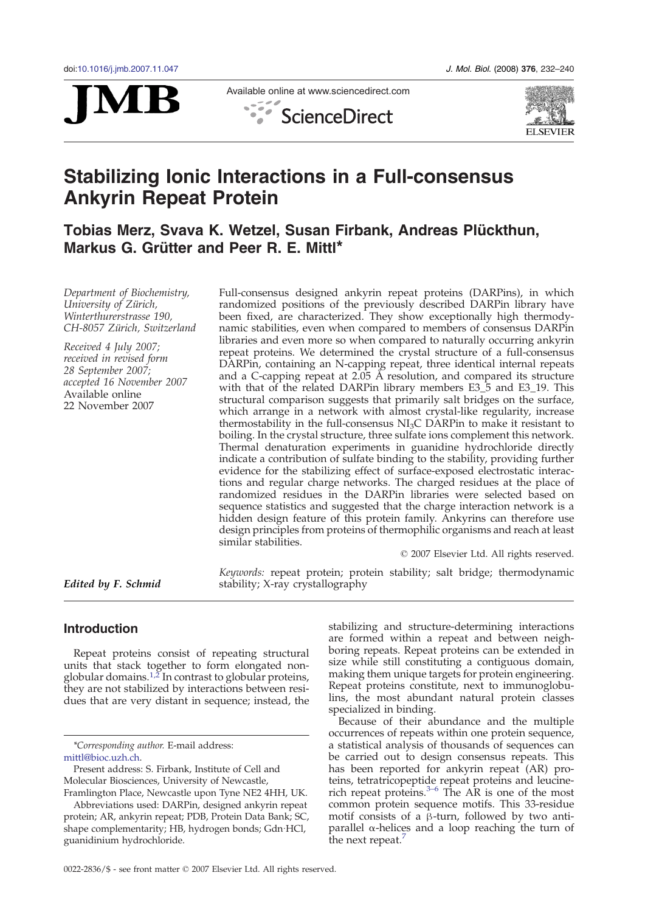doi:10.1016/j.jmb.2007.11.047

# Stabilizing Ionic Interactions in a Full-consensus Ankyrin Repeat Protein

## Tobias Merz, Svava K. Wetzel, Susan Firbank, Andreas Plückthun, Markus G. Grütter and Peer R. E. Mittl*

*Department of Biochemistry, University of Zürich, Winterthurerstrasse 190, CH-8057 Zürich, Switzerland*

*Received 4 July 2007; received in revised form 28 September 2007; accepted 16 November 2007*
*Available online 22 November 2007*

Full-consensus designed ankyrin repeat proteins (DARPins), in which randomized positions of the previously described DARPin library have been fixed, are characterized. They show exceptionally high thermodynamic stabilities, even when compared to members of consensus DARPin libraries and even more so when compared to naturally occurring ankyrin repeat proteins. We determined the crystal structure of a full-consensus DARPin, containing an N-capping repeat, three identical internal repeats and a C-capping repeat at 2.05 Å resolution, and compared its structure with that of the related DARPin library members E3_5 and E3_19. This structural comparison suggests that primarily salt bridges on the surface, which arrange in a network with almost crystal-like regularity, increase thermostability in the full-consensus $NI_3C$ DARPin to make it resistant to boiling. In the crystal structure, three sulfate ions complement this network. Thermal denaturation experiments in guanidine hydrochloride directly indicate a contribution of sulfate binding to the stability, providing further evidence for the stabilizing effect of surface-exposed electrostatic interactions and regular charge networks. The charged residues at the place of randomized residues in the DARPin libraries were selected based on sequence statistics and suggested that the charge interaction network is a hidden design feature of this protein family. Ankyrins can therefore use design principles from proteins of thermophilic organisms and reach at least similar stabilities.

© 2007 Elsevier Ltd. All rights reserved.

*Keywords:* repeat protein; protein stability; salt bridge; thermodynamic stability; X-ray crystallography

***Edited by F. Schmid***

## Introduction

Repeat proteins consist of repeating structural units that stack together to form elongated non-globular domains.[1,2] In contrast to globular proteins, they are not stabilized by interactions between residues that are very distant in sequence; instead, the stabilizing and structure-determining interactions are formed within a repeat and between neighboring repeats. Repeat proteins can be extended in size while still constituting a contiguous domain, making them unique targets for protein engineering. Repeat proteins constitute, next to immunoglobulins, the most abundant natural protein classes specialized in binding.

Because of their abundance and the multiple occurrences of repeats within one protein sequence, a statistical analysis of thousands of sequences can be carried out to design consensus repeats. This has been reported for ankyrin repeat (AR) proteins, tetratricopeptide repeat proteins and leucine-rich repeat proteins.[3–6] The AR is one of the most common protein sequence motifs. This 33-residue motif consists of a β-turn, followed by two antiparallel α-helices and a loop reaching the turn of the next repeat.[7]

*Corresponding author. E-mail address: mittl@bioc.uzh.ch.

Present address: S. Firbank, Institute of Cell and Molecular Biosciences, University of Newcastle, Framlington Place, Newcastle upon Tyne NE2 4HH, UK.

Abbreviations used: DARPin, designed ankyrin repeat protein; AR, ankyrin repeat; PDB, Protein Data Bank; SC, shape complementarity; HB, hydrogen bonds; Gdn·HCl, guanidinium hydrochloride.

0022-2836/$ - see front matter © 2007 Elsevier Ltd. All rights reserved.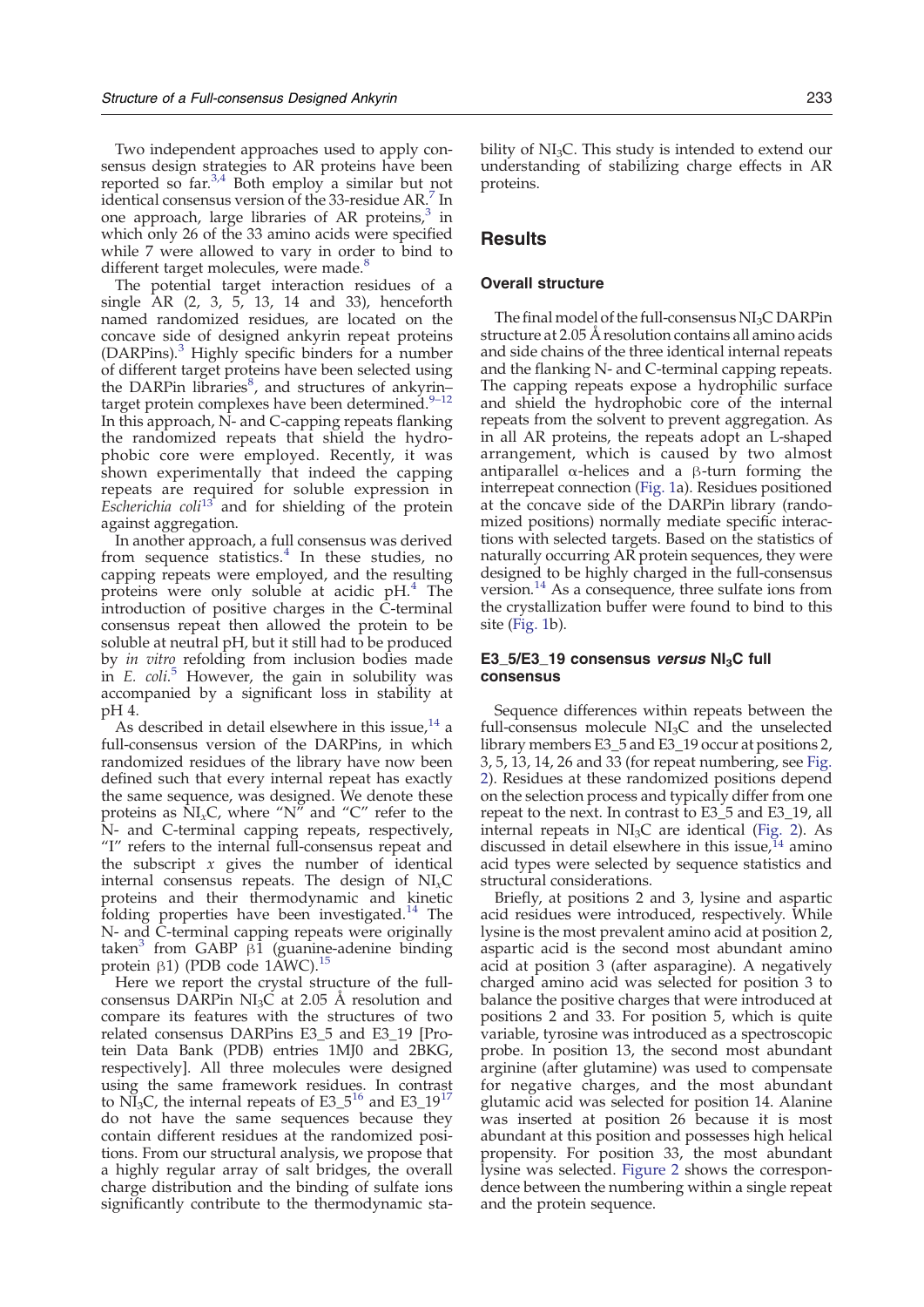Two independent approaches used to apply consensus design strategies to AR proteins have been reported so far.[3,4] Both employ a similar but not identical consensus version of the 33-residue AR.[7] In one approach, large libraries of AR proteins,[3] in which only 26 of the 33 amino acids were specified while 7 were allowed to vary in order to bind to different target molecules, were made.[8]

The potential target interaction residues of a single AR (2, 3, 5, 13, 14 and 33), henceforth named randomized residues, are located on the concave side of designed ankyrin repeat proteins (DARPins).[3] Highly specific binders for a number of different target proteins have been selected using the DARPin libraries[8], and structures of ankyrin–target protein complexes have been determined.[9–12] In this approach, N- and C-capping repeats flanking the randomized repeats that shield the hydrophobic core were employed. Recently, it was shown experimentally that indeed the capping repeats are required for soluble expression in *Escherichia coli*[13] and for shielding of the protein against aggregation.

In another approach, a full consensus was derived from sequence statistics.[4] In these studies, no capping repeats were employed, and the resulting proteins were only soluble at acidic pH.[4] The introduction of positive charges in the C-terminal consensus repeat then allowed the protein to be soluble at neutral pH, but it still had to be produced by *in vitro* refolding from inclusion bodies made in *E. coli*.[5] However, the gain in solubility was accompanied by a significant loss in stability at pH 4.

As described in detail elsewhere in this issue,[14] a full-consensus version of the DARPins, in which randomized residues of the library have now been defined such that every internal repeat has exactly the same sequence, was designed. We denote these proteins as $NI_xC$, where "N" and "C" refer to the N- and C-terminal capping repeats, respectively, "I" refers to the internal full-consensus repeat and the subscript $x$ gives the number of identical internal consensus repeats. The design of $NI_xC$ proteins and their thermodynamic and kinetic folding properties have been investigated.[14] The N- and C-terminal capping repeats were originally taken[3] from GABP β1 (guanine-adenine binding protein β1) (PDB code 1AWC).[15]

Here we report the crystal structure of the full-consensus DARPin $NI_3C$ at 2.05 Å resolution and compare its features with the structures of two related consensus DARPins E3_5 and E3_19 [Protein Data Bank (PDB) entries 1MJ0 and 2BKG, respectively]. All three molecules were designed using the same framework residues. In contrast to $NI_3C$, the internal repeats of E3_5[16] and E3_19[17] do not have the same sequences because they contain different residues at the randomized positions. From our structural analysis, we propose that a highly regular array of salt bridges, the overall charge distribution and the binding of sulfate ions significantly contribute to the thermodynamic stability of $NI_3C$. This study is intended to extend our understanding of stabilizing charge effects in AR proteins.

## Results

### Overall structure

The final model of the full-consensus $NI_3C$ DARPin structure at 2.05 Å resolution contains all amino acids and side chains of the three identical internal repeats and the flanking N- and C-terminal capping repeats. The capping repeats expose a hydrophilic surface and shield the hydrophobic core of the internal repeats from the solvent to prevent aggregation. As in all AR proteins, the repeats adopt an L-shaped arrangement, which is caused by two almost antiparallel α-helices and a β-turn forming the interrepeat connection (Fig. 1a). Residues positioned at the concave side of the DARPin library (randomized positions) normally mediate specific interactions with selected targets. Based on the statistics of naturally occurring AR protein sequences, they were designed to be highly charged in the full-consensus version.[14] As a consequence, three sulfate ions from the crystallization buffer were found to bind to this site (Fig. 1b).

### E3_5/E3_19 consensus *versus* $NI_3C$ full consensus

Sequence differences within repeats between the full-consensus molecule $NI_3C$ and the unselected library members E3_5 and E3_19 occur at positions 2, 3, 5, 13, 14, 26 and 33 (for repeat numbering, see Fig. 2). Residues at these randomized positions depend on the selection process and typically differ from one repeat to the next. In contrast to E3_5 and E3_19, all internal repeats in $NI_3C$ are identical (Fig. 2). As discussed in detail elsewhere in this issue,[14] amino acid types were selected by sequence statistics and structural considerations.

Briefly, at positions 2 and 3, lysine and aspartic acid residues were introduced, respectively. While lysine is the most prevalent amino acid at position 2, aspartic acid is the second most abundant amino acid at position 3 (after asparagine). A negatively charged amino acid was selected for position 3 to balance the positive charges that were introduced at positions 2 and 33. For position 5, which is quite variable, tyrosine was introduced as a spectroscopic probe. In position 13, the second most abundant arginine (after glutamine) was used to compensate for negative charges, and the most abundant glutamic acid was selected for position 14. Alanine was inserted at position 26 because it is most abundant at this position and possesses high helical propensity. For position 33, the most abundant lysine was selected. Figure 2 shows the correspondence between the numbering within a single repeat and the protein sequence.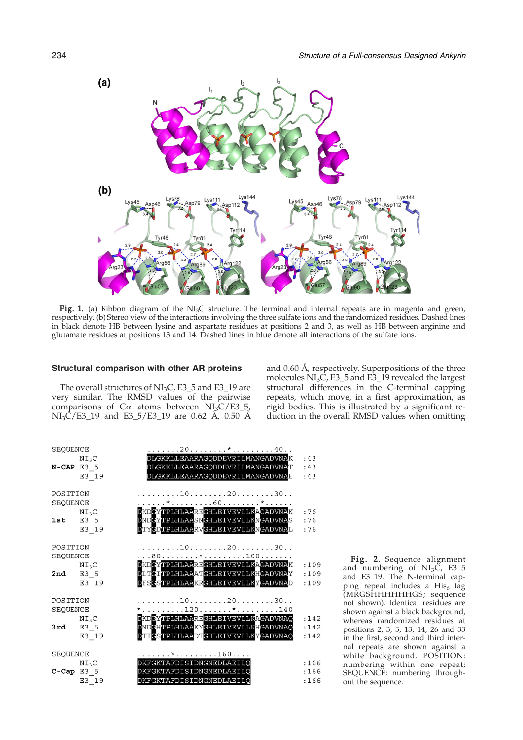**Fig. 1.** (a) Ribbon diagram of the $NI_3C$ structure. The terminal and internal repeats are in magenta and green, respectively. (b) Stereo view of the interactions involving the three sulfate ions and the randomized residues. Dashed lines in black denote HB between lysine and aspartate residues at positions 2 and 3, as well as HB between arginine and glutamate residues at positions 13 and 14. Dashed lines in blue denote all interactions of the sulfate ions.

## Structural comparison with other AR proteins

The overall structures of $NI_3C$, E3_5 and E3_19 are very similar. The RMSD values of the pairwise comparisons of Cα atoms between $NI_3C$/E3_5, $NI_3C$/E3_19 and E3_5/E3_19 are 0.62 Å, 0.50 Å and 0.60 Å, respectively. Superpositions of the three molecules $NI_3C$, E3_5 and E3_19 revealed the largest structural differences in the C-terminal capping repeats, which move, in a first approximation, as rigid bodies. This is illustrated by a significant reduction in the overall RMSD values when omitting

```
SEQUENCE         .......20........*.........40..
       NI3C      DLGKKLLEAARAGQDDEVRILMANGADVNAK     :43
N-CAP  E3_5      DLGKKLLEAARAGQDDEVRILMANGADVNAT     :43
       E3_19     DLGKKLLEAARAGQDDEVRILMANGADVNAE     :43

POSITION       .........10........20........30..
SEQUENCE       ......*.........60........*......
       NI3C    DKDGYTPLHLAAREGHLEIVEVLLKAGADVNAK   :76
1st    E3_5    DNDGYTPLHLAASNGHLEIVEVLLKNGADVNAS   :76
       E3_19   DTYGDTPLHLAARVGHLEIVEVLLKNGADVNAL   :76

POSITION       .........10........20........30..
SEQUENCE       ...80........*.........100.......
       NI3C    DKDGYTPLHLAAREGHLEIVEVLLKAGADVNAK   :109
2nd    E3_5    DLTGITPLHLAAATGHLEIVEVLLKHGADVNAY   :109
       E3_19   DFSGSTPLHLAAKRGHLEIVEVLLKYGADVNAD   :109

POSITION       .........10........20........30..
SEQUENCE       *.........120.......*.........140
       NI3C    DKDGYTPLHLAAREGHLEIVEVLLKAGADVNAQ   :142
3rd    E3_5    DNDGHTPLHLAAKYGHLEIVEVLLKHGADVNAQ   :142
       E3_19   DTIGSTPLHLAADTGHLEIVEVLLKYGADVNAQ   :142

SEQUENCE       .......*.........160....
       NI3C    DKFGKTAFDISIDNGNEDLAEILQ            :166
C-Cap  E3_5    DKFGKTAFDISIDNGNEDLAEILQ            :166
       E3_19   DKFGKTAFDISIDNGNEDLAEILQ            :166
```

**Fig. 2.** Sequence alignment and numbering of $NI_3C$, E3_5 and E3_19. The N-terminal capping repeat includes a $His_6$ tag (MRGSHHHHHHGS; sequence not shown). Identical residues are shown against a black background, whereas randomized residues at positions 2, 3, 5, 13, 14, 26 and 33 in the first, second and third internal repeats are shown against a white background. POSITION: numbering within one repeat; SEQUENCE: numbering throughout the sequence.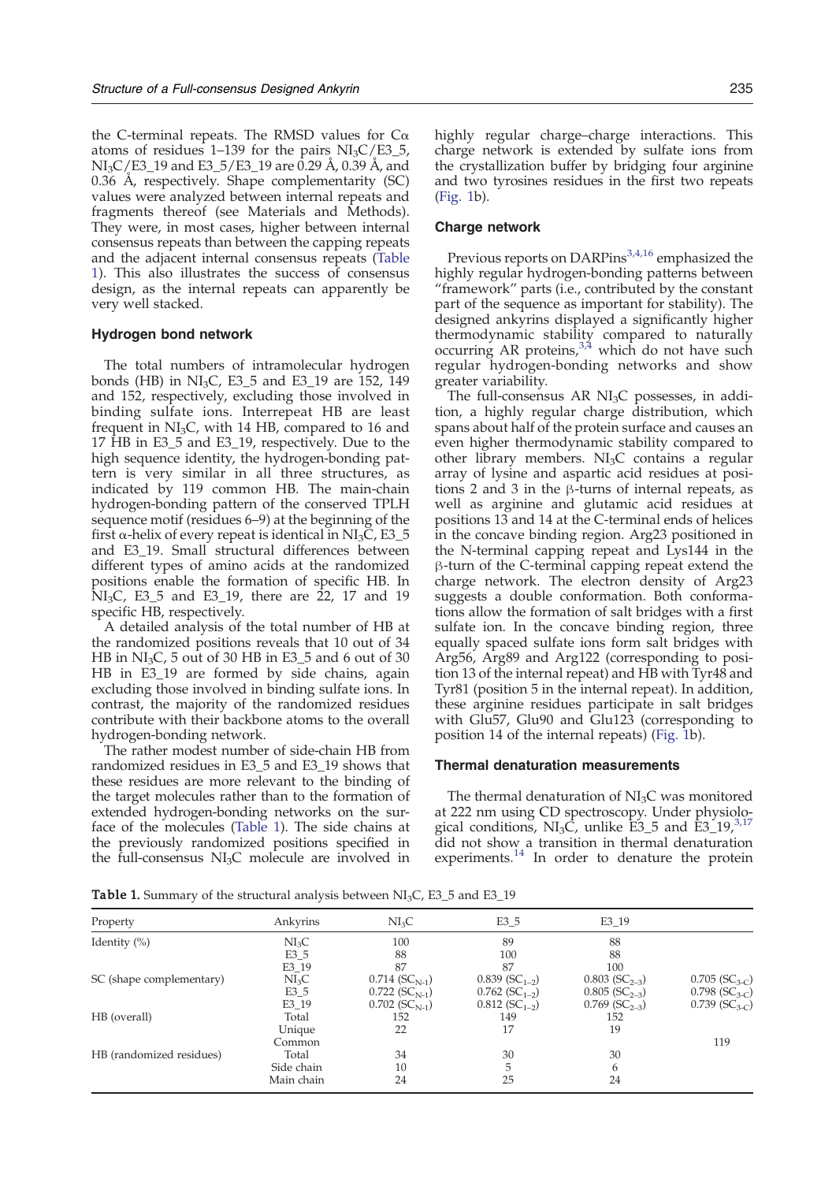the C-terminal repeats. The RMSD values for Cα atoms of residues 1–139 for the pairs $NI_3C$/E3_5, $NI_3C$/E3_19 and E3_5/E3_19 are 0.29 Å, 0.39 Å, and 0.36 Å, respectively. Shape complementarity (SC) values were analyzed between internal repeats and fragments thereof (see Materials and Methods). They were, in most cases, higher between internal consensus repeats than between the capping repeats and the adjacent internal consensus repeats (Table 1). This also illustrates the success of consensus design, as the internal repeats can apparently be very well stacked.

### Hydrogen bond network

The total numbers of intramolecular hydrogen bonds (HB) in $NI_3C$, E3_5 and E3_19 are 152, 149 and 152, respectively, excluding those involved in binding sulfate ions. Interrepeat HB are least frequent in $NI_3C$, with 14 HB, compared to 16 and 17 HB in E3_5 and E3_19, respectively. Due to the high sequence identity, the hydrogen-bonding pattern is very similar in all three structures, as indicated by 119 common HB. The main-chain hydrogen-bonding pattern of the conserved TPLH sequence motif (residues 6–9) at the beginning of the first α-helix of every repeat is identical in $NI_3C$, E3_5 and E3_19. Small structural differences between different types of amino acids at the randomized positions enable the formation of specific HB. In $NI_3C$, E3_5 and E3_19, there are 22, 17 and 19 specific HB, respectively.

A detailed analysis of the total number of HB at the randomized positions reveals that 10 out of 34 HB in $NI_3C$, 5 out of 30 HB in E3_5 and 6 out of 30 HB in E3_19 are formed by side chains, again excluding those involved in binding sulfate ions. In contrast, the majority of the randomized residues contribute with their backbone atoms to the overall hydrogen-bonding network.

The rather modest number of side-chain HB from randomized residues in E3_5 and E3_19 shows that these residues are more relevant to the binding of the target molecules rather than to the formation of extended hydrogen-bonding networks on the surface of the molecules (Table 1). The side chains at the previously randomized positions specified in the full-consensus $NI_3C$ molecule are involved in highly regular charge–charge interactions. This charge network is extended by sulfate ions from the crystallization buffer by bridging four arginine and two tyrosines residues in the first two repeats (Fig. 1b).

### Charge network

Previous reports on DARPins[3,4,16] emphasized the highly regular hydrogen-bonding patterns between "framework" parts (i.e., contributed by the constant part of the sequence as important for stability). The designed ankyrins displayed a significantly higher thermodynamic stability compared to naturally occurring AR proteins,[3,4] which do not have such regular hydrogen-bonding networks and show greater variability.

The full-consensus AR $NI_3C$ possesses, in addition, a highly regular charge distribution, which spans about half of the protein surface and causes an even higher thermodynamic stability compared to other library members. $NI_3C$ contains a regular array of lysine and aspartic acid residues at positions 2 and 3 in the β-turns of internal repeats, as well as arginine and glutamic acid residues at positions 13 and 14 at the C-terminal ends of helices in the concave binding region. Arg23 positioned in the N-terminal capping repeat and Lys144 in the β-turn of the C-terminal capping repeat extend the charge network. The electron density of Arg23 suggests a double conformation. Both conformations allow the formation of salt bridges with a first sulfate ion. In the concave binding region, three equally spaced sulfate ions form salt bridges with Arg56, Arg89 and Arg122 (corresponding to position 13 of the internal repeat) and HB with Tyr48 and Tyr81 (position 5 in the internal repeat). In addition, these arginine residues participate in salt bridges with Glu57, Glu90 and Glu123 (corresponding to position 14 of the internal repeats) (Fig. 1b).

### Thermal denaturation measurements

The thermal denaturation of $NI_3C$ was monitored at 222 nm using CD spectroscopy. Under physiological conditions, $NI_3C$, unlike E3_5 and E3_19,[3,17] did not show a transition in thermal denaturation experiments.[14] In order to denature the protein

**Table 1.** Summary of the structural analysis between $NI_3C$, E3_5 and E3_19

| Property | Ankyrins | $NI_3C$ | E3_5 | E3_19 | |
|---|---|---|---|---|---|
| Identity (%) | $NI_3C$ | 100 | 89 | 88 | |
| | E3_5 | 88 | 100 | 88 | |
| | E3_19 | 87 | 87 | 100 | |
| SC (shape complementary) | $NI_3C$ | 0.714 ($SC_{N\text{-}1}$) | 0.839 ($SC_{1\text{-}2}$) | 0.803 ($SC_{2\text{-}3}$) | 0.705 ($SC_{3\text{-}C}$) |
| | E3_5 | 0.722 ($SC_{N\text{-}1}$) | 0.762 ($SC_{1\text{-}2}$) | 0.805 ($SC_{2\text{-}3}$) | 0.798 ($SC_{3\text{-}C}$) |
| | E3_19 | 0.702 ($SC_{N\text{-}1}$) | 0.812 ($SC_{1\text{-}2}$) | 0.769 ($SC_{2\text{-}3}$) | 0.739 ($SC_{3\text{-}C}$) |
| HB (overall) | Total | 152 | 149 | 152 | |
| | Unique | 22 | 17 | 19 | |
| | Common | | | | 119 |
| HB (randomized residues) | Total | 34 | 30 | 30 | |
| | Side chain | 10 | 5 | 6 | |
| | Main chain | 24 | 25 | 24 | |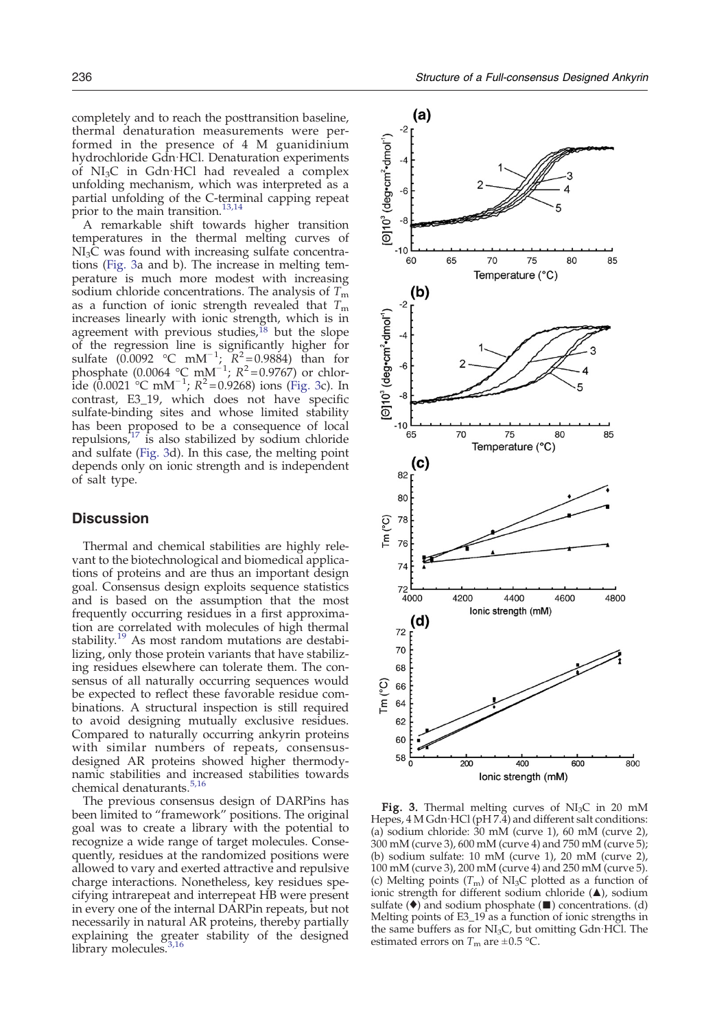completely and to reach the posttransition baseline, thermal denaturation measurements were performed in the presence of 4 M guanidinium hydrochloride Gdn·HCl. Denaturation experiments of $NI_3C$ in Gdn·HCl had revealed a complex unfolding mechanism, which was interpreted as a partial unfolding of the C-terminal capping repeat prior to the main transition.[13,14]

A remarkable shift towards higher transition temperatures in the thermal melting curves of $NI_3C$ was found with increasing sulfate concentrations (Fig. 3a and b). The increase in melting temperature is much more modest with increasing sodium chloride concentrations. The analysis of $T_m$ as a function of ionic strength revealed that $T_m$ increases linearly with ionic strength, which is in agreement with previous studies,[18] but the slope of the regression line is significantly higher for sulfate (0.0092 °C $mM^{-1}$; $R^2$=0.9884) than for phosphate (0.0064 °C $mM^{-1}$; $R^2$=0.9767) or chloride (0.0021 °C $mM^{-1}$; $R^2$=0.9268) ions (Fig. 3c). In contrast, E3_19, which does not have specific sulfate-binding sites and whose limited stability has been proposed to be a consequence of local repulsions,[17] is also stabilized by sodium chloride and sulfate (Fig. 3d). In this case, the melting point depends only on ionic strength and is independent of salt type.

## Discussion

Thermal and chemical stabilities are highly relevant to the biotechnological and biomedical applications of proteins and are thus an important design goal. Consensus design exploits sequence statistics and is based on the assumption that the most frequently occurring residues in a first approximation are correlated with molecules of high thermal stability.[19] As most random mutations are destabilizing, only those protein variants that have stabilizing residues elsewhere can tolerate them. The consensus of all naturally occurring sequences would be expected to reflect these favorable residue combinations. A structural inspection is still required to avoid designing mutually exclusive residues. Compared to naturally occurring ankyrin proteins with similar numbers of repeats, consensus-designed AR proteins showed higher thermodynamic stabilities and increased stabilities towards chemical denaturants.[5,16]

The previous consensus design of DARPins has been limited to "framework" positions. The original goal was to create a library with the potential to recognize a wide range of target molecules. Consequently, residues at the randomized positions were allowed to vary and exerted attractive and repulsive charge interactions. Nonetheless, key residues specifying intrarepeat and interrepeat HB were present in every one of the internal DARPin repeats, but not necessarily in natural AR proteins, thereby partially explaining the greater stability of the designed library molecules.[3,16]

**Fig. 3.** Thermal melting curves of $NI_3C$ in 20 mM Hepes, 4 M Gdn·HCl (pH 7.4) and different salt conditions: (a) sodium chloride: 30 mM (curve 1), 60 mM (curve 2), 300 mM (curve 3), 600 mM (curve 4) and 750 mM (curve 5); (b) sodium sulfate: 10 mM (curve 1), 20 mM (curve 2), 100 mM (curve 3), 200 mM (curve 4) and 250 mM (curve 5). (c) Melting points ($T_m$) of $NI_3C$ plotted as a function of ionic strength for different sodium chloride (▲), sodium sulfate (♦) and sodium phosphate (■) concentrations. (d) Melting points of E3_19 as a function of ionic strengths in the same buffers as for $NI_3C$, but omitting Gdn·HCl. The estimated errors on $T_m$ are ±0.5 °C.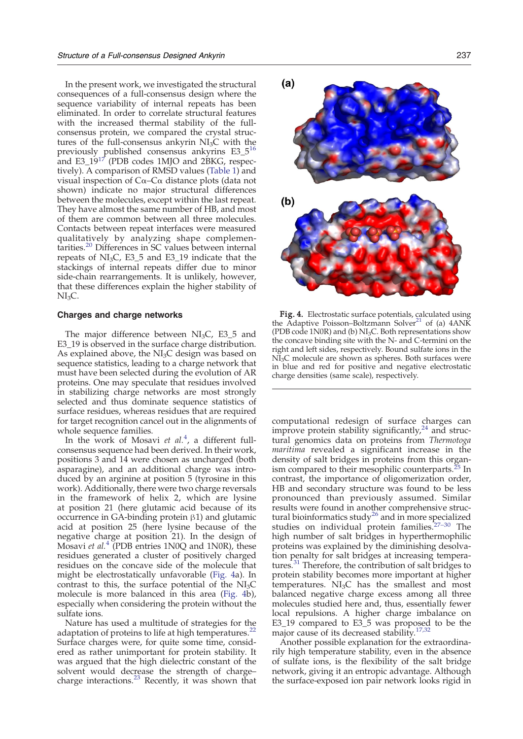In the present work, we investigated the structural consequences of a full-consensus design where the sequence variability of internal repeats has been eliminated. In order to correlate structural features with the increased thermal stability of the full-consensus protein, we compared the crystal structures of the full-consensus ankyrin $NI_3C$ with the previously published consensus ankyrins E3_5[16] and E3_19[17] (PDB codes 1MJO and 2BKG, respectively). A comparison of RMSD values (Table 1) and visual inspection of Cα–Cα distance plots (data not shown) indicate no major structural differences between the molecules, except within the last repeat. They have almost the same number of HB, and most of them are common between all three molecules. Contacts between repeat interfaces were measured qualitatively by analyzing shape complementarities.[20] Differences in SC values between internal repeats of $NI_3C$, E3_5 and E3_19 indicate that the stackings of internal repeats differ due to minor side-chain rearrangements. It is unlikely, however, that these differences explain the higher stability of $NI_3C$.

### Charges and charge networks

The major difference between $NI_3C$, E3_5 and E3_19 is observed in the surface charge distribution. As explained above, the $NI_3C$ design was based on sequence statistics, leading to a charge network that must have been selected during the evolution of AR proteins. One may speculate that residues involved in stabilizing charge networks are most strongly selected and thus dominate sequence statistics of surface residues, whereas residues that are required for target recognition cancel out in the alignments of whole sequence families.

In the work of Mosavi *et al.*[4], a different full-consensus sequence had been derived. In their work, positions 3 and 14 were chosen as uncharged (both asparagine), and an additional charge was introduced by an arginine at position 5 (tyrosine in this work). Additionally, there were two charge reversals in the framework of helix 2, which are lysine at position 21 (here glutamic acid because of its occurrence in GA-binding protein β1) and glutamic acid at position 25 (here lysine because of the negative charge at position 21). In the design of Mosavi *et al.*[4] (PDB entries 1N0Q and 1N0R), these residues generated a cluster of positively charged residues on the concave side of the molecule that might be electrostatically unfavorable (Fig. 4a). In contrast to this, the surface potential of the $NI_3C$ molecule is more balanced in this area (Fig. 4b), especially when considering the protein without the sulfate ions.

**Fig. 4.** Electrostatic surface potentials, calculated using the Adaptive Poisson–Boltzmann Solver[21] of (a) 4ANK (PDB code 1N0R) and (b) $NI_3C$. Both representations show the concave binding site with the N- and C-termini on the right and left sides, respectively. Bound sulfate ions in the $NI_3C$ molecule are shown as spheres. Both surfaces were in blue and red for positive and negative electrostatic charge densities (same scale), respectively.

Nature has used a multitude of strategies for the adaptation of proteins to life at high temperatures.[22] Surface charges were, for quite some time, considered as rather unimportant for protein stability. It was argued that the high dielectric constant of the solvent would decrease the strength of charge–charge interactions.[23] Recently, it was shown that computational redesign of surface charges can improve protein stability significantly,[24] and structural genomics data on proteins from *Thermotoga maritima* revealed a significant increase in the density of salt bridges in proteins from this organism compared to their mesophilic counterparts.[25] In contrast, the importance of oligomerization order, HB and secondary structure was found to be less pronounced than previously assumed. Similar results were found in another comprehensive structural bioinformatics study[26] and in more specialized studies on individual protein families.[27–30] The high number of salt bridges in hyperthermophilic proteins was explained by the diminishing desolvation penalty for salt bridges at increasing temperatures.[31] Therefore, the contribution of salt bridges to protein stability becomes more important at higher temperatures. $NI_3C$ has the smallest and most balanced negative charge excess among all three molecules studied here and, thus, essentially fewer local repulsions. A higher charge imbalance on E3_19 compared to E3_5 was proposed to be the major cause of its decreased stability.[17,32]

Another possible explanation for the extraordinarily high temperature stability, even in the absence of sulfate ions, is the flexibility of the salt bridge network, giving it an entropic advantage. Although the surface-exposed ion pair network looks rigid in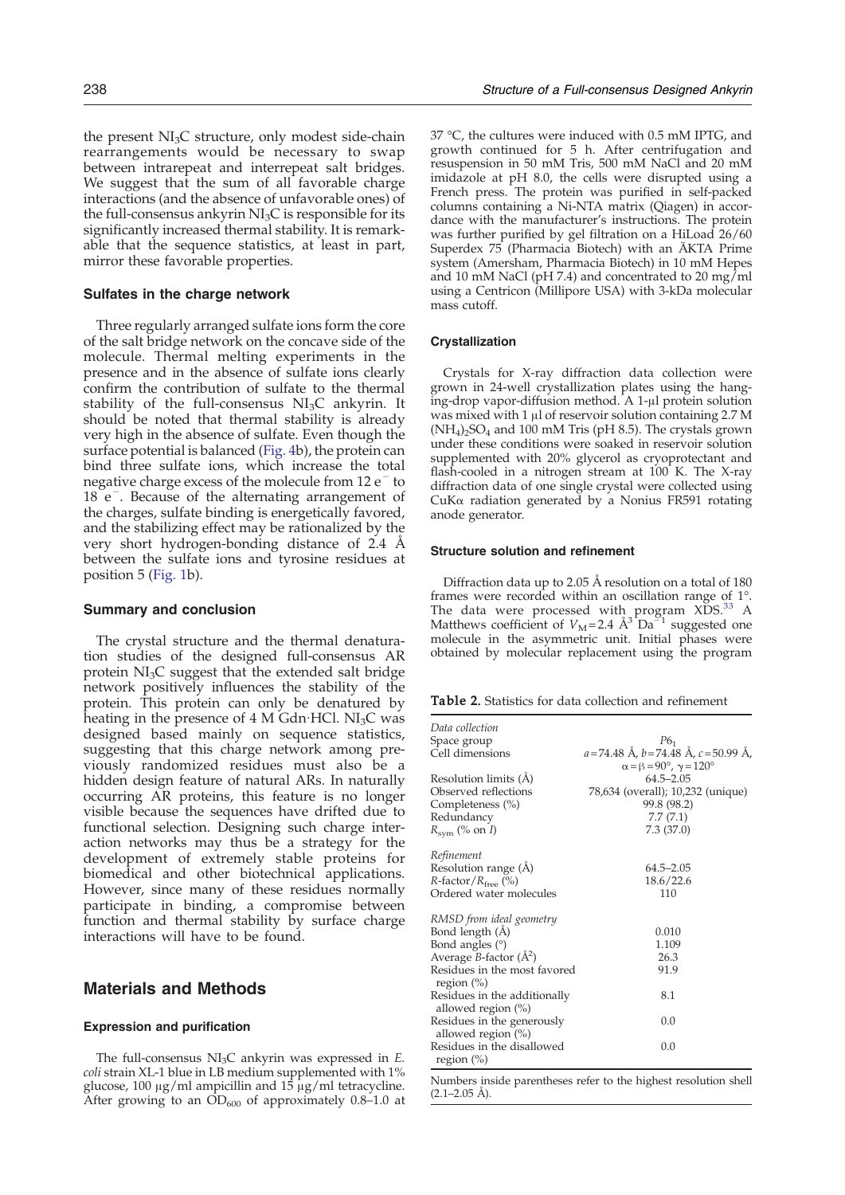the present $NI_3C$ structure, only modest side-chain rearrangements would be necessary to swap between intrarepeat and interrepeat salt bridges. We suggest that the sum of all favorable charge interactions (and the absence of unfavorable ones) of the full-consensus ankyrin $NI_3C$ is responsible for its significantly increased thermal stability. It is remarkable that the sequence statistics, at least in part, mirror these favorable properties.

### Sulfates in the charge network

Three regularly arranged sulfate ions form the core of the salt bridge network on the concave side of the molecule. Thermal melting experiments in the presence and in the absence of sulfate ions clearly confirm the contribution of sulfate to the thermal stability of the full-consensus $NI_3C$ ankyrin. It should be noted that thermal stability is already very high in the absence of sulfate. Even though the surface potential is balanced (Fig. 4b), the protein can bind three sulfate ions, which increase the total negative charge excess of the molecule from 12 $e^-$ to 18 $e^-$. Because of the alternating arrangement of the charges, sulfate binding is energetically favored, and the stabilizing effect may be rationalized by the very short hydrogen-bonding distance of 2.4 Å between the sulfate ions and tyrosine residues at position 5 (Fig. 1b).

### Summary and conclusion

The crystal structure and the thermal denaturation studies of the designed full-consensus AR protein $NI_3C$ suggest that the extended salt bridge network positively influences the stability of the protein. This protein can only be denatured by heating in the presence of 4 M Gdn·HCl. $NI_3C$ was designed based mainly on sequence statistics, suggesting that this charge network among previously randomized residues must also be a hidden design feature of natural ARs. In naturally occurring AR proteins, this feature is no longer visible because the sequences have drifted due to functional selection. Designing such charge interaction networks may thus be a strategy for the development of extremely stable proteins for biomedical and other biotechnical applications. However, since many of these residues normally participate in binding, a compromise between function and thermal stability by surface charge interactions will have to be found.

## Materials and Methods

### Expression and purification

The full-consensus $NI_3C$ ankyrin was expressed in *E. coli* strain XL-1 blue in LB medium supplemented with 1% glucose, 100 μg/ml ampicillin and 15 μg/ml tetracycline. After growing to an $OD_{600}$ of approximately 0.8–1.0 at 37 °C, the cultures were induced with 0.5 mM IPTG, and growth continued for 5 h. After centrifugation and resuspension in 50 mM Tris, 500 mM NaCl and 20 mM imidazole at pH 8.0, the cells were disrupted using a French press. The protein was purified in self-packed columns containing a Ni-NTA matrix (Qiagen) in accordance with the manufacturer's instructions. The protein was further purified by gel filtration on a HiLoad 26/60 Superdex 75 (Pharmacia Biotech) with an ÄKTA Prime system (Amersham, Pharmacia Biotech) in 10 mM Hepes and 10 mM NaCl (pH 7.4) and concentrated to 20 mg/ml using a Centricon (Millipore USA) with 3-kDa molecular mass cutoff.

### Crystallization

Crystals for X-ray diffraction data collection were grown in 24-well crystallization plates using the hanging-drop vapor-diffusion method. A 1-μl protein solution was mixed with 1 μl of reservoir solution containing 2.7 M $(NH_4)_2SO_4$ and 100 mM Tris (pH 8.5). The crystals grown under these conditions were soaked in reservoir solution supplemented with 20% glycerol as cryoprotectant and flash-cooled in a nitrogen stream at 100 K. The X-ray diffraction data of one single crystal were collected using CuKα radiation generated by a Nonius FR591 rotating anode generator.

### Structure solution and refinement

Diffraction data up to 2.05 Å resolution on a total of 180 frames were recorded within an oscillation range of 1°. The data were processed with program XDS.[33] A Matthews coefficient of $V_M$=2.4 Å$^3$ Da$^{-1}$ suggested one molecule in the asymmetric unit. Initial phases were obtained by molecular replacement using the program

**Table 2.** Statistics for data collection and refinement

| | |
|---|---|
| *Data collection* | |
| Space group | $P6_1$ |
| Cell dimensions | $a$=74.48 Å, $b$=74.48 Å, $c$=50.99 Å, $\alpha=\beta=90°$, $\gamma=120°$ |
| Resolution limits (Å) | 64.5–2.05 |
| Observed reflections | 78,634 (overall); 10,232 (unique) |
| Completeness (%) | 99.8 (98.2) |
| Redundancy | 7.7 (7.1) |
| $R_{sym}$ (% on $I$) | 7.3 (37.0) |
| *Refinement* | |
| Resolution range (Å) | 64.5–2.05 |
| $R$-factor/$R_{free}$ (%) | 18.6/22.6 |
| Ordered water molecules | 110 |
| *RMSD from ideal geometry* | |
| Bond length (Å) | 0.010 |
| Bond angles (°) | 1.109 |
| Average $B$-factor (Å$^2$) | 26.3 |
| Residues in the most favored region (%) | 91.9 |
| Residues in the additionally allowed region (%) | 8.1 |
| Residues in the generously allowed region (%) | 0.0 |
| Residues in the disallowed region (%) | 0.0 |

Numbers inside parentheses refer to the highest resolution shell (2.1–2.05 Å).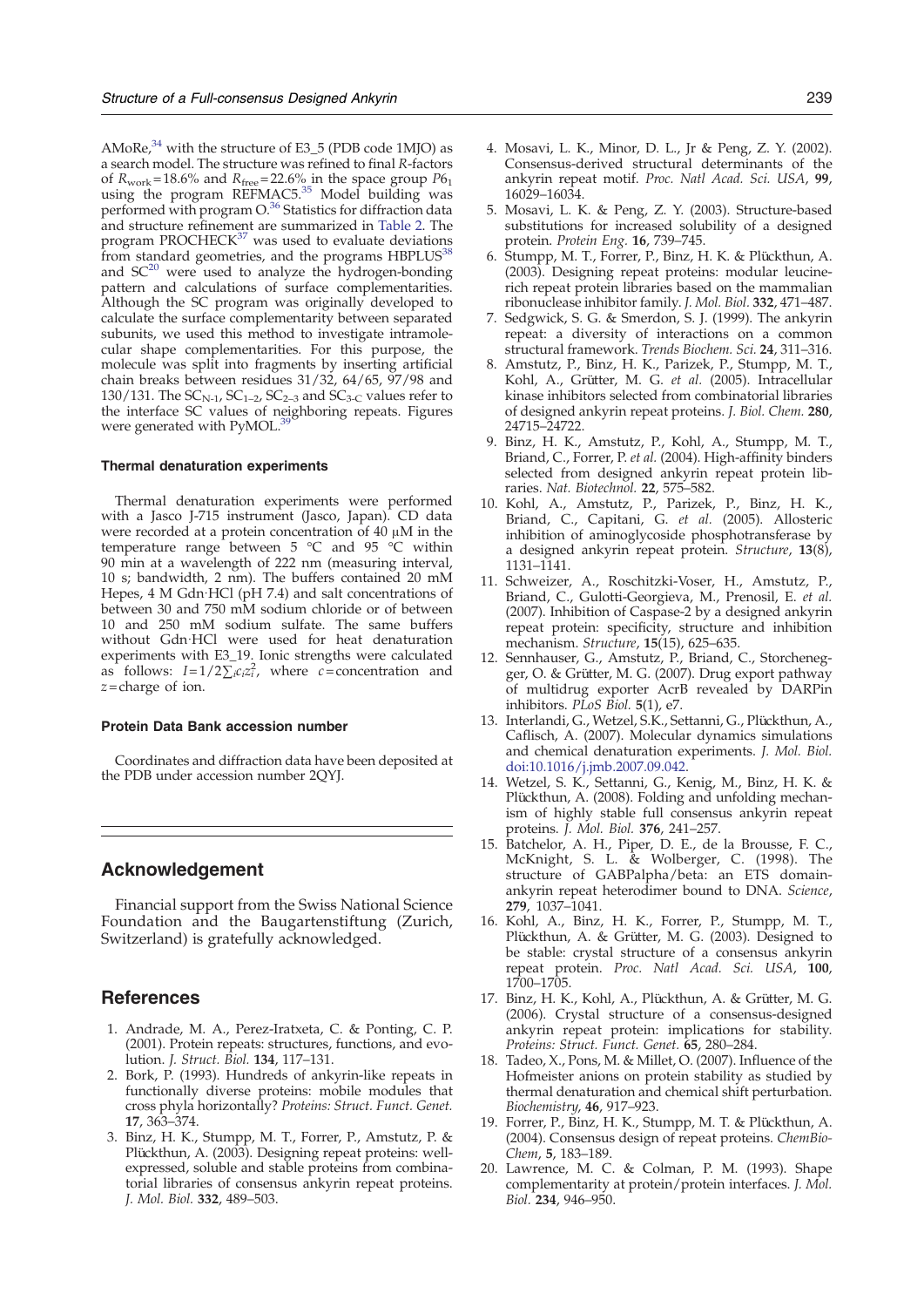AMoRe,[34] with the structure of E3_5 (PDB code 1MJO) as a search model. The structure was refined to final *R*-factors of $R_{work}$=18.6% and $R_{free}$=22.6% in the space group $P6_1$ using the program REFMAC5.[35] Model building was performed with program O.[36] Statistics for diffraction data and structure refinement are summarized in Table 2. The program PROCHECK[37] was used to evaluate deviations from standard geometries, and the programs HBPLUS[38] and SC[20] were used to analyze the hydrogen-bonding pattern and calculations of surface complementarities. Although the SC program was originally developed to calculate the surface complementarity between separated subunits, we used this method to investigate intramolecular shape complementarities. For this purpose, the molecule was split into fragments by inserting artificial chain breaks between residues 31/32, 64/65, 97/98 and 130/131. The $SC_{N\text{-}1}$, $SC_{1\text{–}2}$, $SC_{2\text{–}3}$ and $SC_{3\text{-}C}$ values refer to the interface SC values of neighboring repeats. Figures were generated with PyMOL.[39]

### Thermal denaturation experiments

Thermal denaturation experiments were performed with a Jasco J-715 instrument (Jasco, Japan). CD data were recorded at a protein concentration of 40 μM in the temperature range between 5 °C and 95 °C within 90 min at a wavelength of 222 nm (measuring interval, 10 s; bandwidth, 2 nm). The buffers contained 20 mM Hepes, 4 M Gdn·HCl (pH 7.4) and salt concentrations of between 30 and 750 mM sodium chloride or of between 10 and 250 mM sodium sulfate. The same buffers without Gdn·HCl were used for heat denaturation experiments with E3_19. Ionic strengths were calculated as follows: $I=1/2\sum_i c_i z_i^2$, where $c$=concentration and $z$=charge of ion.

### Protein Data Bank accession number

Coordinates and diffraction data have been deposited at the PDB under accession number 2QYJ.

## Acknowledgement

Financial support from the Swiss National Science Foundation and the Baugartenstiftung (Zurich, Switzerland) is gratefully acknowledged.

## References

1. Andrade, M. A., Perez-Iratxeta, C. & Ponting, C. P. (2001). Protein repeats: structures, functions, and evolution. *J. Struct. Biol.* **134**, 117–131.
2. Bork, P. (1993). Hundreds of ankyrin-like repeats in functionally diverse proteins: mobile modules that cross phyla horizontally? *Proteins: Struct. Funct. Genet.* **17**, 363–374.
3. Binz, H. K., Stumpp, M. T., Forrer, P., Amstutz, P. & Plückthun, A. (2003). Designing repeat proteins: well-expressed, soluble and stable proteins from combinatorial libraries of consensus ankyrin repeat proteins. *J. Mol. Biol.* **332**, 489–503.
4. Mosavi, L. K., Minor, D. L., Jr & Peng, Z. Y. (2002). Consensus-derived structural determinants of the ankyrin repeat motif. *Proc. Natl Acad. Sci. USA*, **99**, 16029–16034.
5. Mosavi, L. K. & Peng, Z. Y. (2003). Structure-based substitutions for increased solubility of a designed protein. *Protein Eng.* **16**, 739–745.
6. Stumpp, M. T., Forrer, P., Binz, H. K. & Plückthun, A. (2003). Designing repeat proteins: modular leucine-rich repeat protein libraries based on the mammalian ribonuclease inhibitor family. *J. Mol. Biol.* **332**, 471–487.
7. Sedgwick, S. G. & Smerdon, S. J. (1999). The ankyrin repeat: a diversity of interactions on a common structural framework. *Trends Biochem. Sci.* **24**, 311–316.
8. Amstutz, P., Binz, H. K., Parizek, P., Stumpp, M. T., Kohl, A., Grütter, M. G. *et al.* (2005). Intracellular kinase inhibitors selected from combinatorial libraries of designed ankyrin repeat proteins. *J. Biol. Chem.* **280**, 24715–24722.
9. Binz, H. K., Amstutz, P., Kohl, A., Stumpp, M. T., Briand, C., Forrer, P. *et al.* (2004). High-affinity binders selected from designed ankyrin repeat protein libraries. *Nat. Biotechnol.* **22**, 575–582.
10. Kohl, A., Amstutz, P., Parizek, P., Binz, H. K., Briand, C., Capitani, G. *et al.* (2005). Allosteric inhibition of aminoglycoside phosphotransferase by a designed ankyrin repeat protein. *Structure*, **13**(8), 1131–1141.
11. Schweizer, A., Roschitzki-Voser, H., Amstutz, P., Briand, C., Gulotti-Georgieva, M., Prenosil, E. *et al.* (2007). Inhibition of Caspase-2 by a designed ankyrin repeat protein: specificity, structure and inhibition mechanism. *Structure*, **15**(15), 625–635.
12. Sennhauser, G., Amstutz, P., Briand, C., Storchenegger, O. & Grütter, M. G. (2007). Drug export pathway of multidrug exporter AcrB revealed by DARPin inhibitors. *PLoS Biol.* **5**(1), e7.
13. Interlandi, G., Wetzel, S.K., Settanni, G., Plückthun, A., Caflisch, A. (2007). Molecular dynamics simulations and chemical denaturation experiments. *J. Mol. Biol.* doi:10.1016/j.jmb.2007.09.042.
14. Wetzel, S. K., Settanni, G., Kenig, M., Binz, H. K. & Plückthun, A. (2008). Folding and unfolding mechanism of highly stable full consensus ankyrin repeat proteins. *J. Mol. Biol.* **376**, 241–257.
15. Batchelor, A. H., Piper, D. E., de la Brousse, F. C., McKnight, S. L. & Wolberger, C. (1998). The structure of GABPalpha/beta: an ETS domain-ankyrin repeat heterodimer bound to DNA. *Science*, **279**, 1037–1041.
16. Kohl, A., Binz, H. K., Forrer, P., Stumpp, M. T., Plückthun, A. & Grütter, M. G. (2003). Designed to be stable: crystal structure of a consensus ankyrin repeat protein. *Proc. Natl Acad. Sci. USA*, **100**, 1700–1705.
17. Binz, H. K., Kohl, A., Plückthun, A. & Grütter, M. G. (2006). Crystal structure of a consensus-designed ankyrin repeat protein: implications for stability. *Proteins: Struct. Funct. Genet.* **65**, 280–284.
18. Tadeo, X., Pons, M. & Millet, O. (2007). Influence of the Hofmeister anions on protein stability as studied by thermal denaturation and chemical shift perturbation. *Biochemistry*, **46**, 917–923.
19. Forrer, P., Binz, H. K., Stumpp, M. T. & Plückthun, A. (2004). Consensus design of repeat proteins. *ChemBioChem*, **5**, 183–189.
20. Lawrence, M. C. & Colman, P. M. (1993). Shape complementarity at protein/protein interfaces. *J. Mol. Biol.* **234**, 946–950.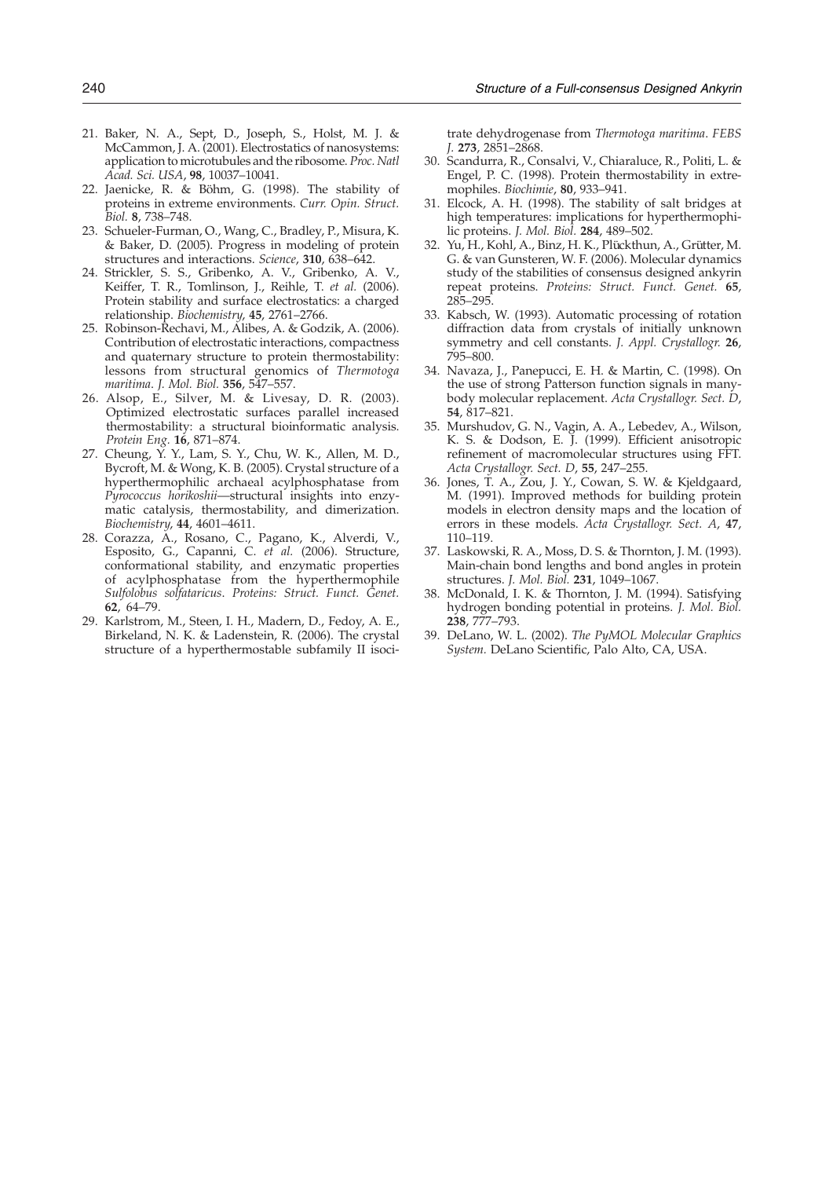21. Baker, N. A., Sept, D., Joseph, S., Holst, M. J. & McCammon, J. A. (2001). Electrostatics of nanosystems: application to microtubules and the ribosome. *Proc. Natl Acad. Sci. USA*, **98**, 10037–10041.
22. Jaenicke, R. & Böhm, G. (1998). The stability of proteins in extreme environments. *Curr. Opin. Struct. Biol.* **8**, 738–748.
23. Schueler-Furman, O., Wang, C., Bradley, P., Misura, K. & Baker, D. (2005). Progress in modeling of protein structures and interactions. *Science*, **310**, 638–642.
24. Strickler, S. S., Gribenko, A. V., Gribenko, A. V., Keiffer, T. R., Tomlinson, J., Reihle, T. *et al.* (2006). Protein stability and surface electrostatics: a charged relationship. *Biochemistry*, **45**, 2761–2766.
25. Robinson-Rechavi, M., Alibes, A. & Godzik, A. (2006). Contribution of electrostatic interactions, compactness and quaternary structure to protein thermostability: lessons from structural genomics of *Thermotoga maritima*. *J. Mol. Biol.* **356**, 547–557.
26. Alsop, E., Silver, M. & Livesay, D. R. (2003). Optimized electrostatic surfaces parallel increased thermostability: a structural bioinformatic analysis. *Protein Eng.* **16**, 871–874.
27. Cheung, Y. Y., Lam, S. Y., Chu, W. K., Allen, M. D., Bycroft, M. & Wong, K. B. (2005). Crystal structure of a hyperthermophilic archaeal acylphosphatase from *Pyrococcus horikoshii*—structural insights into enzymatic catalysis, thermostability, and dimerization. *Biochemistry*, **44**, 4601–4611.
28. Corazza, A., Rosano, C., Pagano, K., Alverdi, V., Esposito, G., Capanni, C. *et al.* (2006). Structure, conformational stability, and enzymatic properties of acylphosphatase from the hyperthermophile *Sulfolobus solfataricus*. *Proteins: Struct. Funct. Genet.* **62**, 64–79.
29. Karlstrom, M., Steen, I. H., Madern, D., Fedoy, A. E., Birkeland, N. K. & Ladenstein, R. (2006). The crystal structure of a hyperthermostable subfamily II isocitrate dehydrogenase from *Thermotoga maritima*. *FEBS J.* **273**, 2851–2868.
30. Scandurra, R., Consalvi, V., Chiaraluce, R., Politi, L. & Engel, P. C. (1998). Protein thermostability in extremophiles. *Biochimie*, **80**, 933–941.
31. Elcock, A. H. (1998). The stability of salt bridges at high temperatures: implications for hyperthermophilic proteins. *J. Mol. Biol.* **284**, 489–502.
32. Yu, H., Kohl, A., Binz, H. K., Plückthun, A., Grütter, M. G. & van Gunsteren, W. F. (2006). Molecular dynamics study of the stabilities of consensus designed ankyrin repeat proteins. *Proteins: Struct. Funct. Genet.* **65**, 285–295.
33. Kabsch, W. (1993). Automatic processing of rotation diffraction data from crystals of initially unknown symmetry and cell constants. *J. Appl. Crystallogr.* **26**, 795–800.
34. Navaza, J., Panepucci, E. H. & Martin, C. (1998). On the use of strong Patterson function signals in many-body molecular replacement. *Acta Crystallogr. Sect. D*, **54**, 817–821.
35. Murshudov, G. N., Vagin, A. A., Lebedev, A., Wilson, K. S. & Dodson, E. J. (1999). Efficient anisotropic refinement of macromolecular structures using FFT. *Acta Crystallogr. Sect. D*, **55**, 247–255.
36. Jones, T. A., Zou, J. Y., Cowan, S. W. & Kjeldgaard, M. (1991). Improved methods for building protein models in electron density maps and the location of errors in these models. *Acta Crystallogr. Sect. A*, **47**, 110–119.
37. Laskowski, R. A., Moss, D. S. & Thornton, J. M. (1993). Main-chain bond lengths and bond angles in protein structures. *J. Mol. Biol.* **231**, 1049–1067.
38. McDonald, I. K. & Thornton, J. M. (1994). Satisfying hydrogen bonding potential in proteins. *J. Mol. Biol.* **238**, 777–793.
39. DeLano, W. L. (2002). *The PyMOL Molecular Graphics System.* DeLano Scientific, Palo Alto, CA, USA.